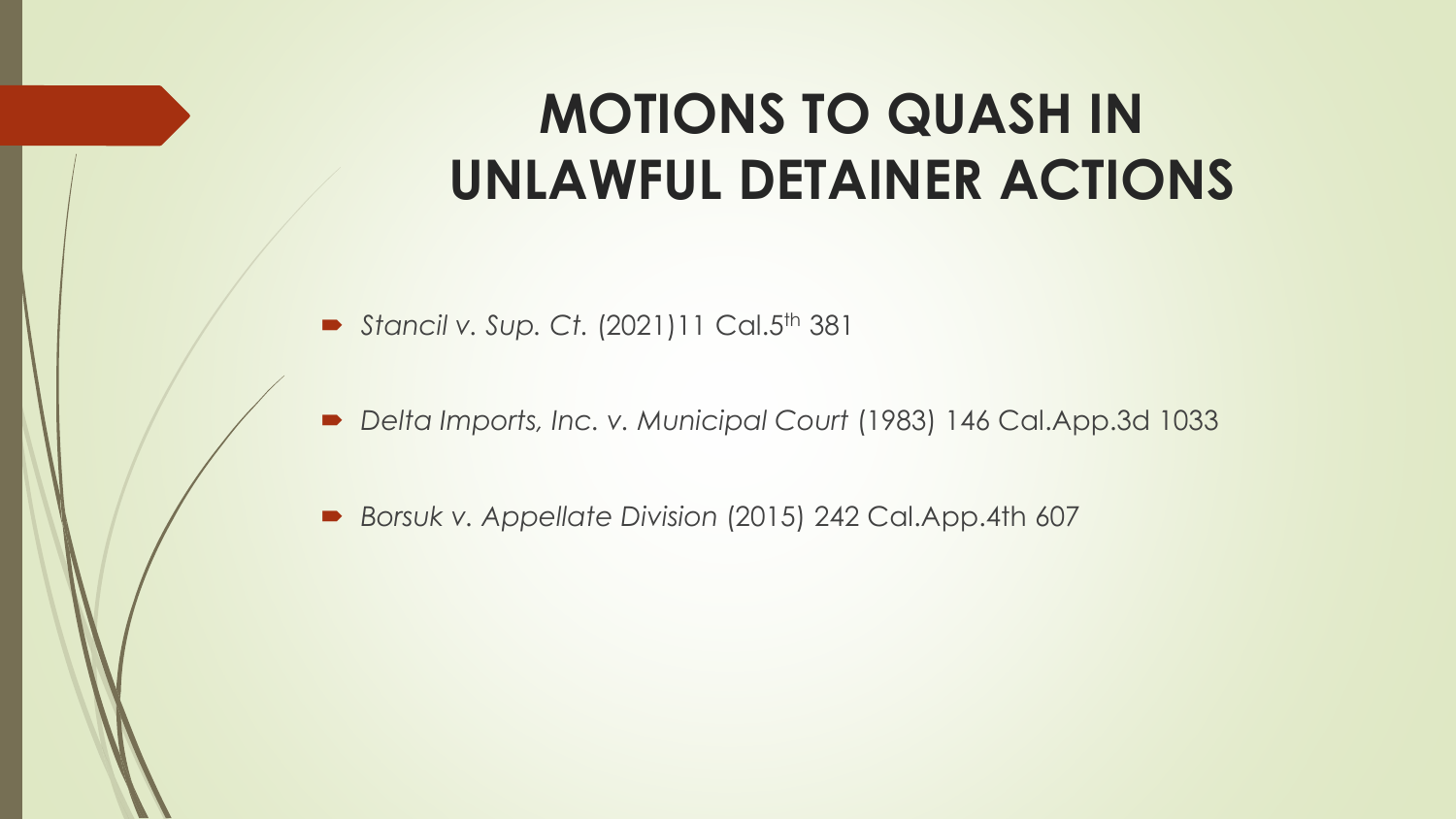# MOTIONS TO QUASH IN UNLAWFUL DETAINER ACTIONS

- *Stancil v. Sup. Ct.* (2021)11 Cal.5th 381
- *Delta Imports, Inc. v. Municipal Court* (1983) 146 Cal.App.3d 1033
- *Borsuk v. Appellate Division* (2015) 242 Cal.App.4th 607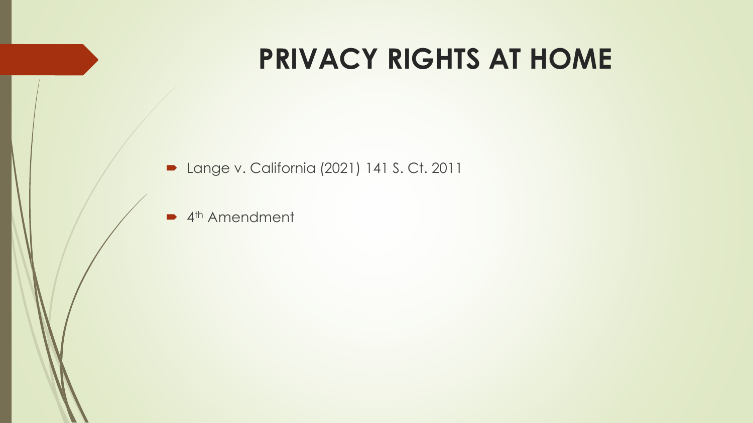# PRIVACY RIGHTS AT HOME

- Lange v. California (2021) 141 S. Ct. 2011
- $4^{th}$ Amendment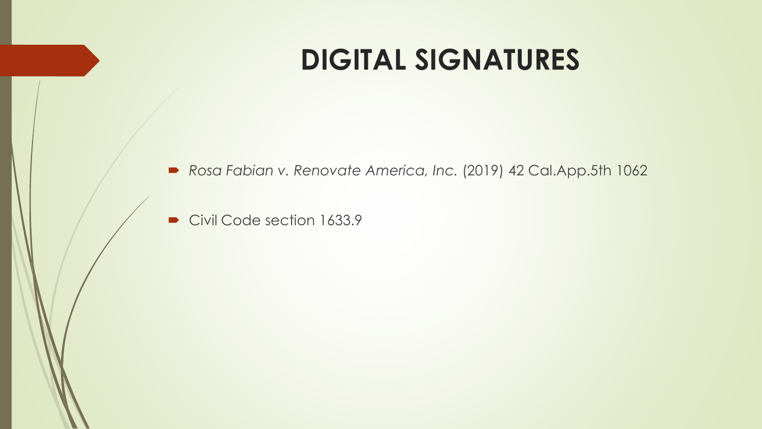# DIGITAL SIGNATURES

- *Rosa Fabian v. Renovate America, Inc.* (2019) 42 Cal.App.5th 1062
- Civil Code section 1633.9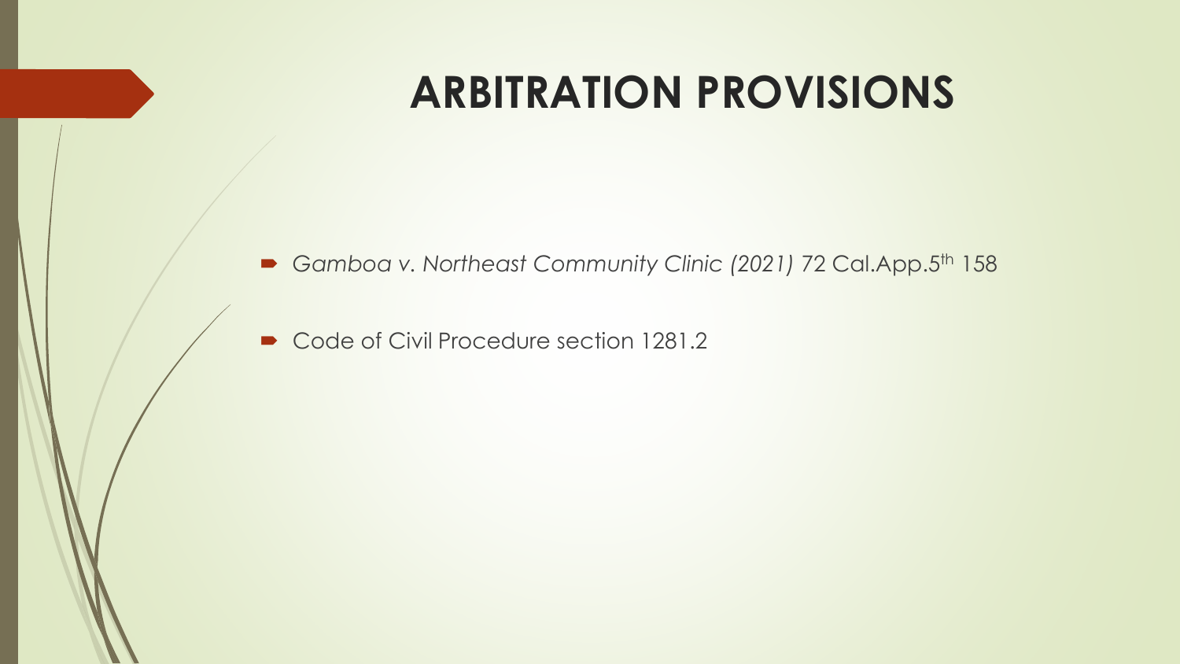# ARBITRATION PROVISIONS

- *Gamboa v. Northeast Community Clinic (2021)* 72 Cal.App.5th 158
- Code of Civil Procedure section 1281.2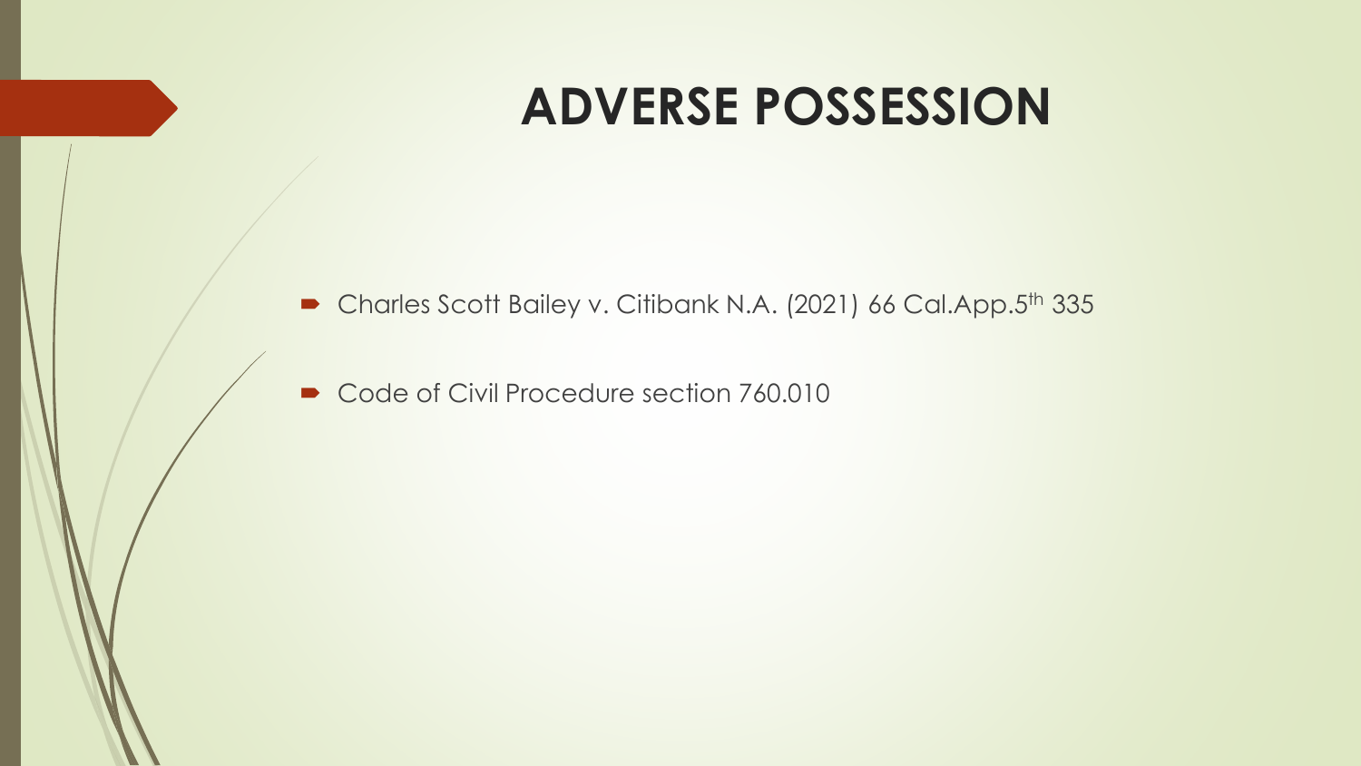# ADVERSE POSSESSION

- Charles Scott Bailey v. Citibank N.A. (2021) 66 Cal.App.5th 335
- Code of Civil Procedure section 760.010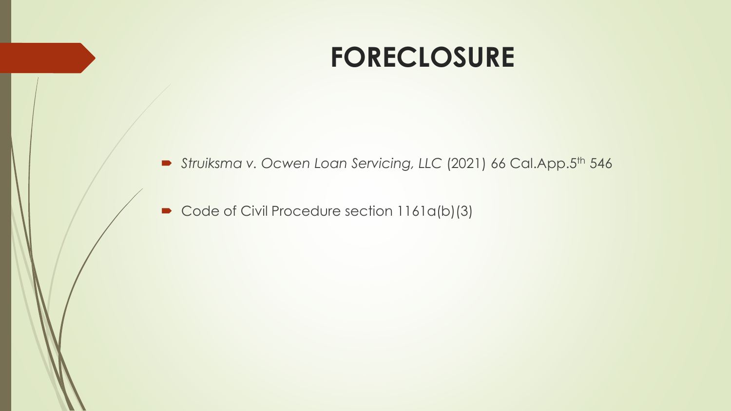# FORECLOSURE

- *Struiksma v. Ocwen Loan Servicing, LLC* (2021) 66 Cal.App.5th 546
- Code of Civil Procedure section 1161a(b)(3)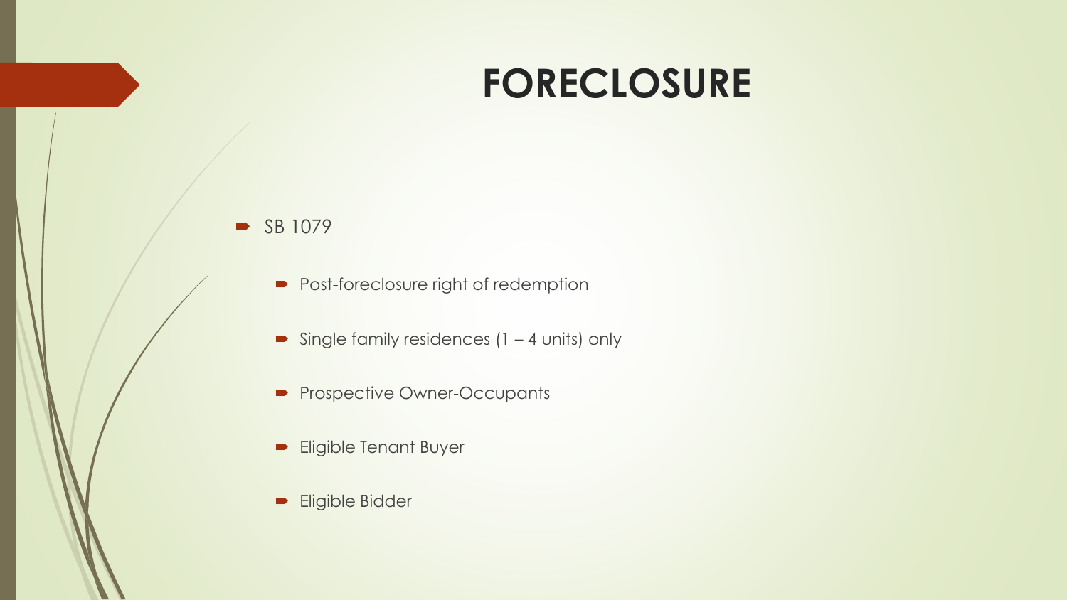# FORECLOSURE

- SB 1079
  - Post-foreclosure right of redemption
  - Single family residences (1 – 4 units) only
  - Prospective Owner-Occupants
  - Eligible Tenant Buyer
  - Eligible Bidder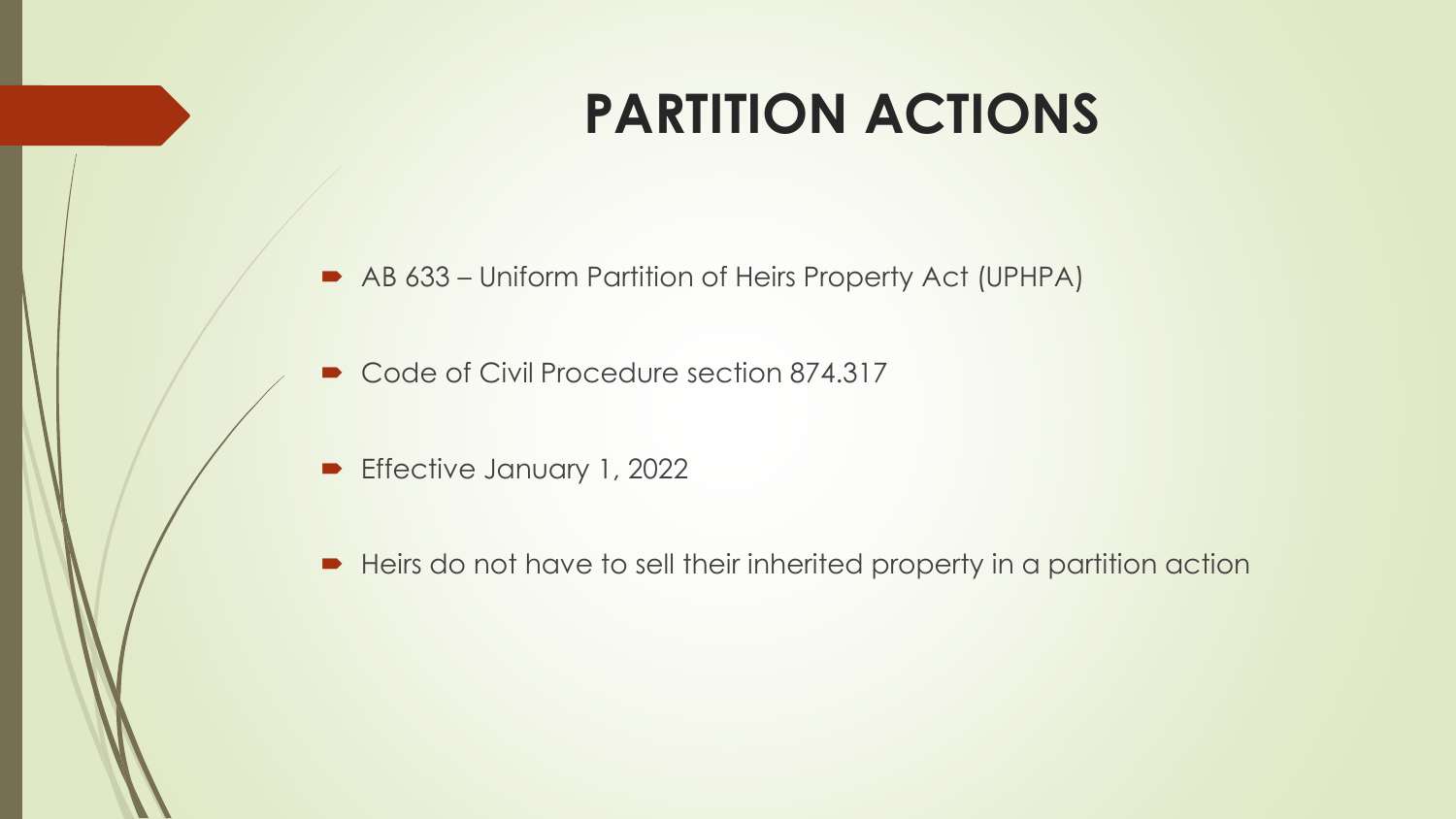# PARTITION ACTIONS

- AB 633 – Uniform Partition of Heirs Property Act (UPHPA)
- Code of Civil Procedure section 874.317
- Effective January 1, 2022
- Heirs do not have to sell their inherited property in a partition action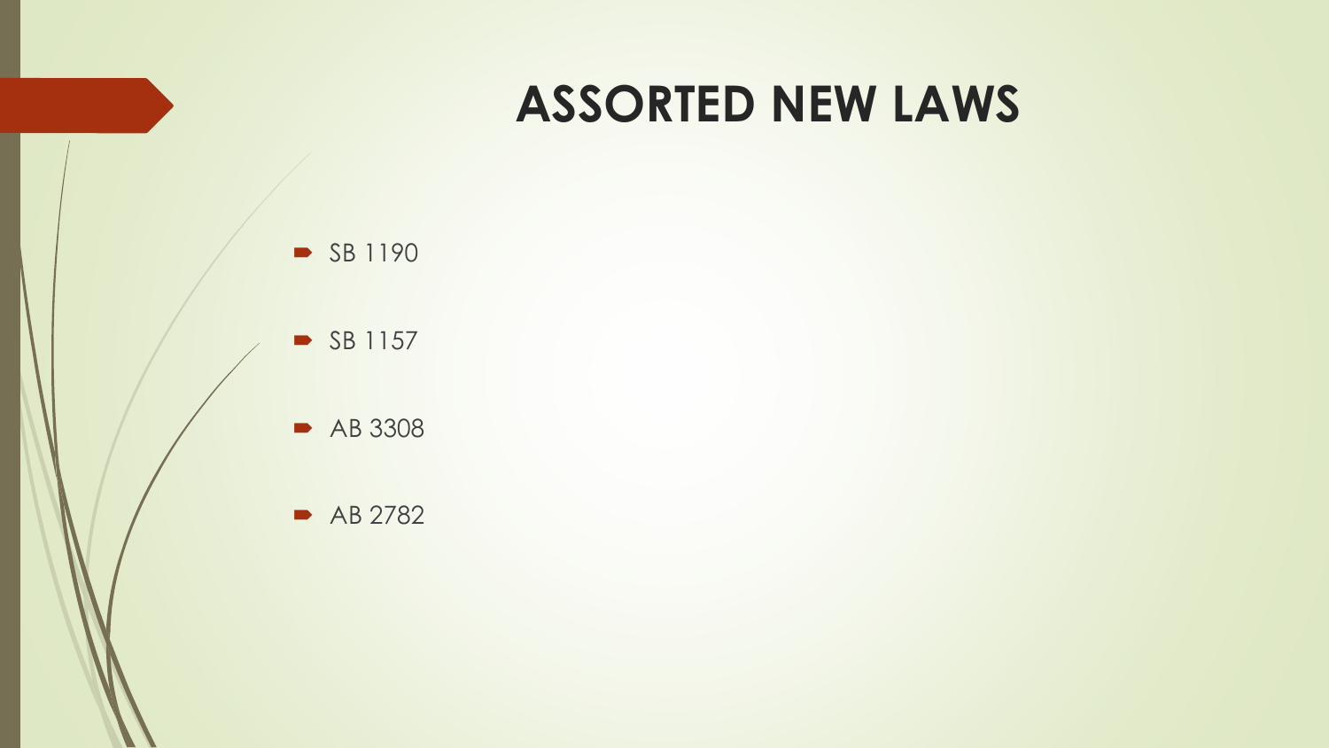# ASSORTED NEW LAWS

- SB 1190
- SB 1157
- AB 3308
- AB 2782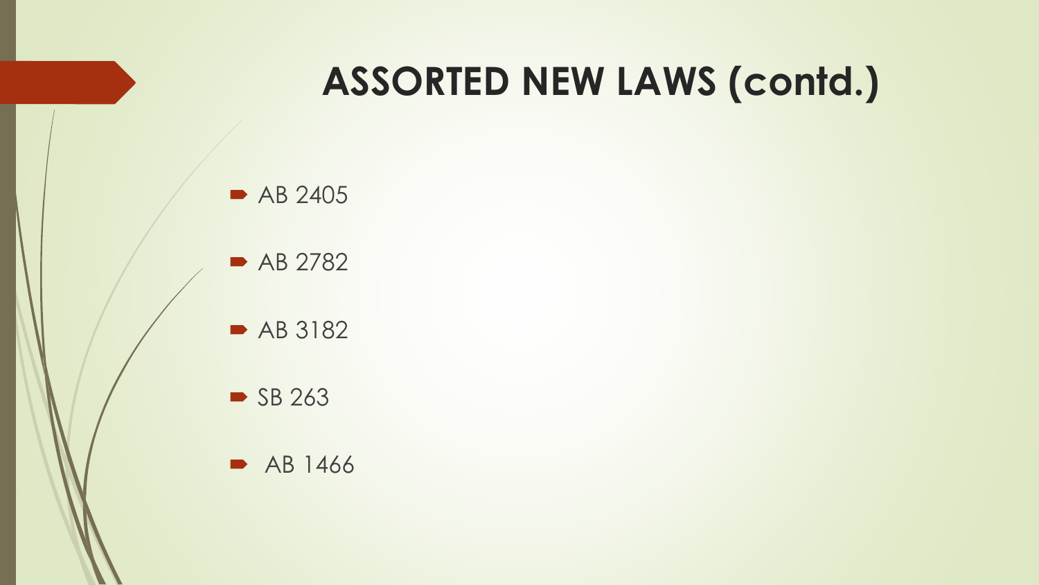# ASSORTED NEW LAWS (contd.)

- AB 2405
- AB 2782
- AB 3182
- SB 263
- AB 1466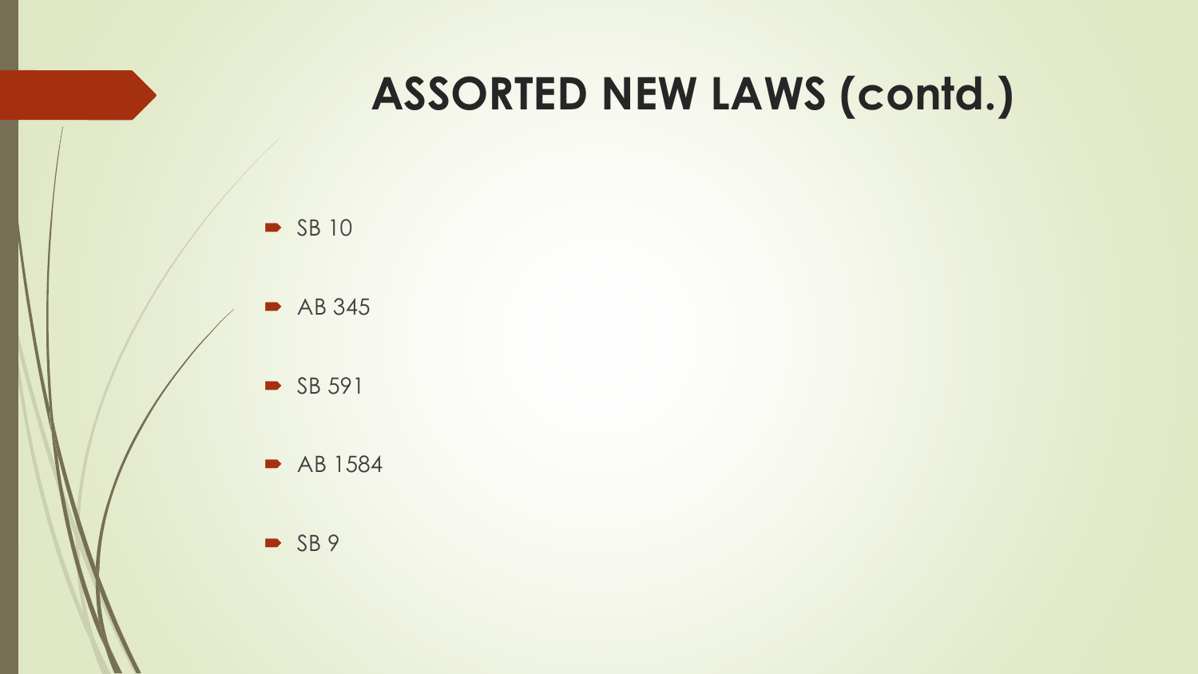# ASSORTED NEW LAWS (contd.)

- SB 10
- AB 345
- SB 591
- AB 1584
- SB 9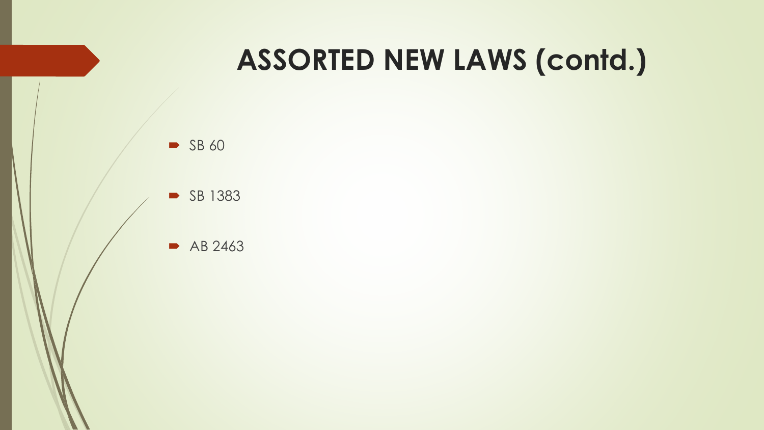# ASSORTED NEW LAWS (contd.)

- SB 60
- SB 1383
- AB 2463